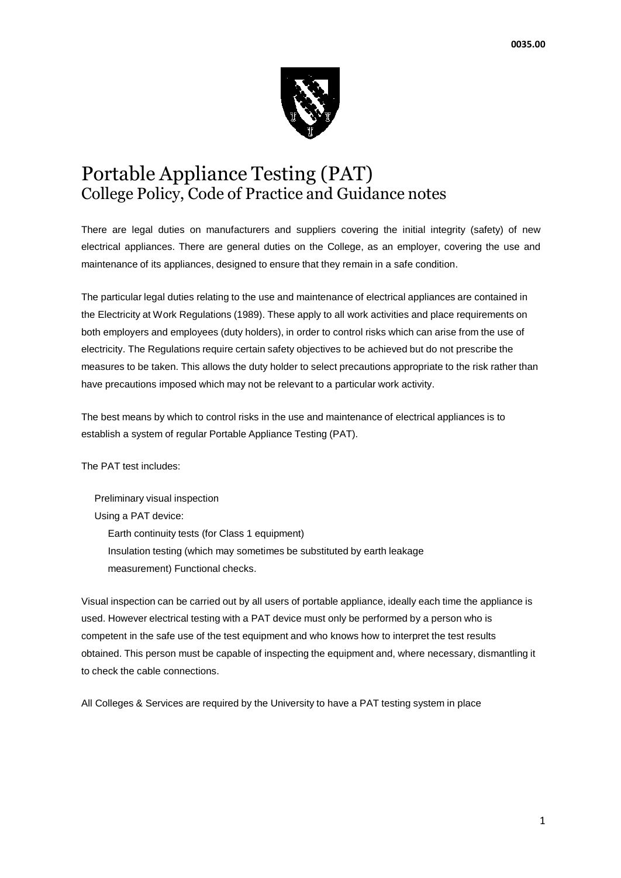# Portable Appliance Testing (PAT)

## College Policy, Code of Practice and Guidance notes

There are legal duties on manufacturers and suppliers covering the initial integrity (safety) of new electrical appliances. There are general duties on the College, as an employer, covering the use and maintenance of its appliances, designed to ensure that they remain in a safe condition.

The particular legal duties relating to the use and maintenance of electrical appliances are contained in the Electricity at Work Regulations (1989). These apply to all work activities and place requirements on both employers and employees (duty holders), in order to control risks which can arise from the use of electricity. The Regulations require certain safety objectives to be achieved but do not prescribe the measures to be taken. This allows the duty holder to select precautions appropriate to the risk rather than have precautions imposed which may not be relevant to a particular work activity.

The best means by which to control risks in the use and maintenance of electrical appliances is to establish a system of regular Portable Appliance Testing (PAT).

The PAT test includes:

- Preliminary visual inspection
- Using a PAT device:
  - Earth continuity tests (for Class 1 equipment)
  - Insulation testing (which may sometimes be substituted by earth leakage measurement) Functional checks.

Visual inspection can be carried out by all users of portable appliance, ideally each time the appliance is used. However electrical testing with a PAT device must only be performed by a person who is competent in the safe use of the test equipment and who knows how to interpret the test results obtained. This person must be capable of inspecting the equipment and, where necessary, dismantling it to check the cable connections.

All Colleges & Services are required by the University to have a PAT testing system in place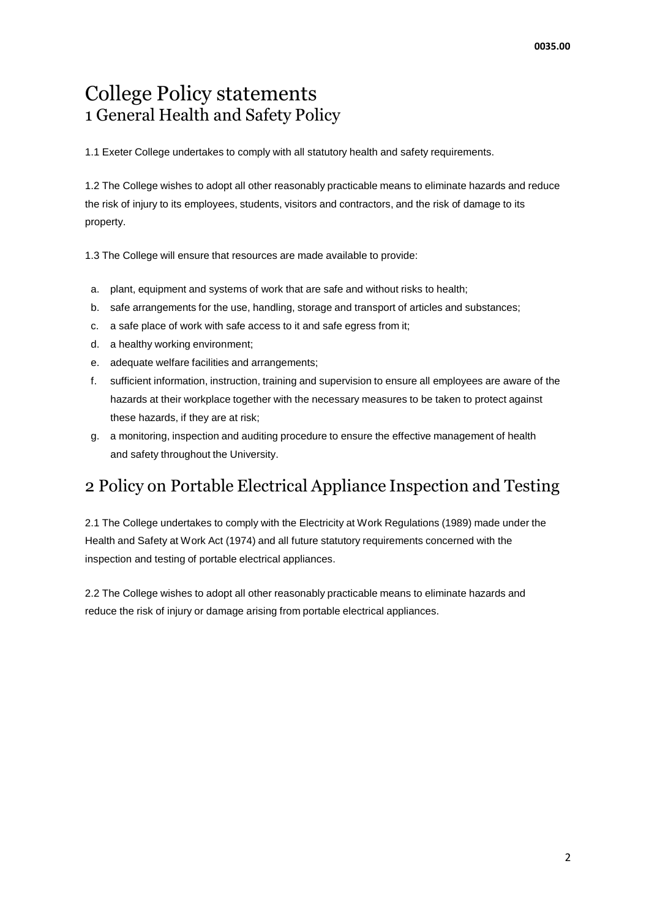# College Policy statements

## 1 General Health and Safety Policy

1.1 Exeter College undertakes to comply with all statutory health and safety requirements.

1.2 The College wishes to adopt all other reasonably practicable means to eliminate hazards and reduce the risk of injury to its employees, students, visitors and contractors, and the risk of damage to its property.

1.3 The College will ensure that resources are made available to provide:

a. plant, equipment and systems of work that are safe and without risks to health;
b. safe arrangements for the use, handling, storage and transport of articles and substances;
c. a safe place of work with safe access to it and safe egress from it;
d. a healthy working environment;
e. adequate welfare facilities and arrangements;
f. sufficient information, instruction, training and supervision to ensure all employees are aware of the hazards at their workplace together with the necessary measures to be taken to protect against these hazards, if they are at risk;
g. a monitoring, inspection and auditing procedure to ensure the effective management of health and safety throughout the University.

## 2 Policy on Portable Electrical Appliance Inspection and Testing

2.1 The College undertakes to comply with the Electricity at Work Regulations (1989) made under the Health and Safety at Work Act (1974) and all future statutory requirements concerned with the inspection and testing of portable electrical appliances.

2.2 The College wishes to adopt all other reasonably practicable means to eliminate hazards and reduce the risk of injury or damage arising from portable electrical appliances.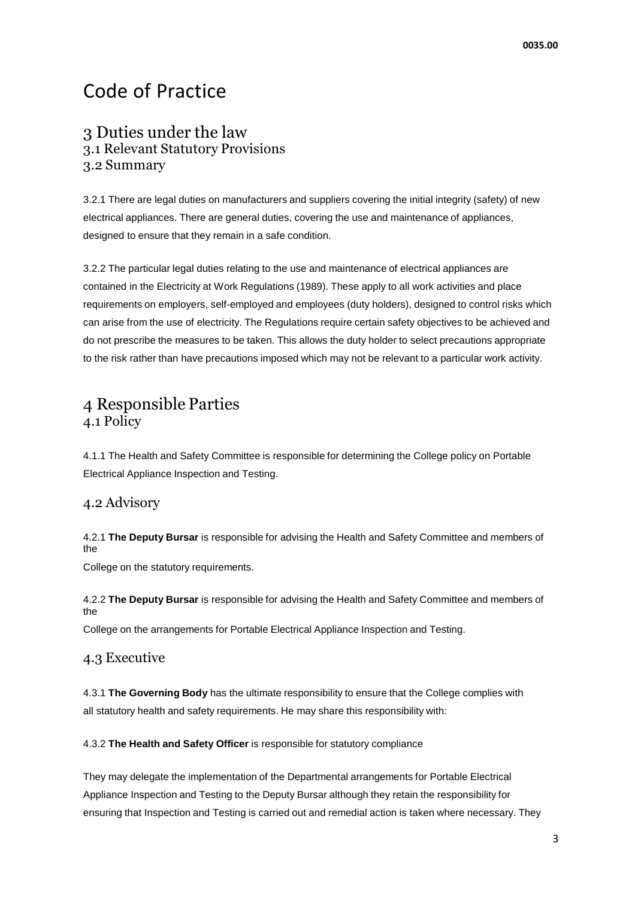# Code of Practice

## 3 Duties under the law

### 3.1 Relevant Statutory Provisions

### 3.2 Summary

3.2.1 There are legal duties on manufacturers and suppliers covering the initial integrity (safety) of new electrical appliances. There are general duties, covering the use and maintenance of appliances, designed to ensure that they remain in a safe condition.

3.2.2 The particular legal duties relating to the use and maintenance of electrical appliances are contained in the Electricity at Work Regulations (1989). These apply to all work activities and place requirements on employers, self-employed and employees (duty holders), designed to control risks which can arise from the use of electricity. The Regulations require certain safety objectives to be achieved and do not prescribe the measures to be taken. This allows the duty holder to select precautions appropriate to the risk rather than have precautions imposed which may not be relevant to a particular work activity.

## 4 Responsible Parties

### 4.1 Policy

4.1.1 The Health and Safety Committee is responsible for determining the College policy on Portable Electrical Appliance Inspection and Testing.

### 4.2 Advisory

4.2.1 **The Deputy Bursar** is responsible for advising the Health and Safety Committee and members of the College on the statutory requirements.

4.2.2 **The Deputy Bursar** is responsible for advising the Health and Safety Committee and members of the College on the arrangements for Portable Electrical Appliance Inspection and Testing.

### 4.3 Executive

4.3.1 **The Governing Body** has the ultimate responsibility to ensure that the College complies with all statutory health and safety requirements. He may share this responsibility with:

4.3.2 **The Health and Safety Officer** is responsible for statutory compliance

They may delegate the implementation of the Departmental arrangements for Portable Electrical Appliance Inspection and Testing to the Deputy Bursar although they retain the responsibility for ensuring that Inspection and Testing is carried out and remedial action is taken where necessary. They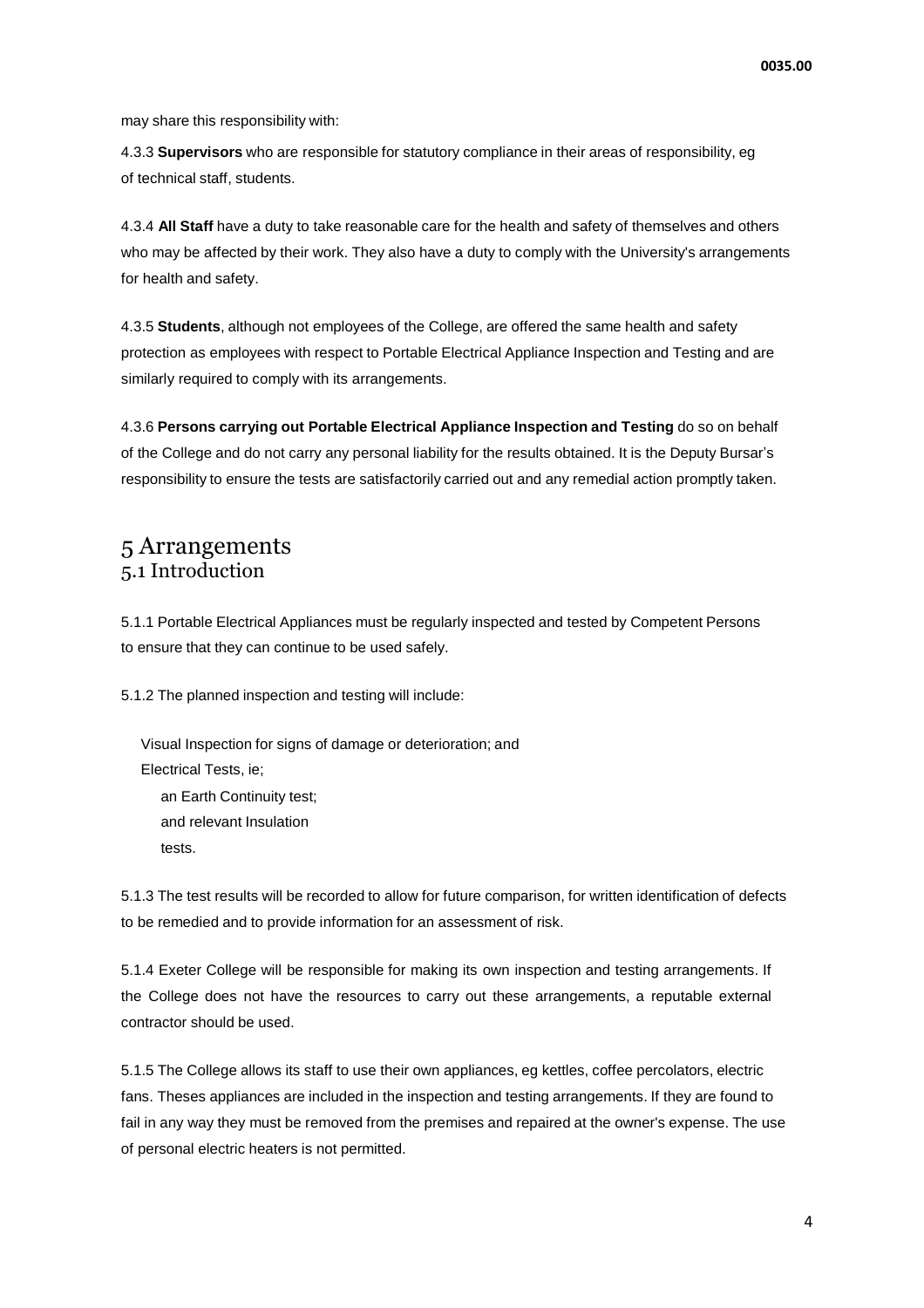may share this responsibility with:

4.3.3 **Supervisors** who are responsible for statutory compliance in their areas of responsibility, eg of technical staff, students.

4.3.4 **All Staff** have a duty to take reasonable care for the health and safety of themselves and others who may be affected by their work. They also have a duty to comply with the University's arrangements for health and safety.

4.3.5 **Students**, although not employees of the College, are offered the same health and safety protection as employees with respect to Portable Electrical Appliance Inspection and Testing and are similarly required to comply with its arrangements.

4.3.6 **Persons carrying out Portable Electrical Appliance Inspection and Testing** do so on behalf of the College and do not carry any personal liability for the results obtained. It is the Deputy Bursar's responsibility to ensure the tests are satisfactorily carried out and any remedial action promptly taken.

# 5 Arrangements

## 5.1 Introduction

5.1.1 Portable Electrical Appliances must be regularly inspected and tested by Competent Persons to ensure that they can continue to be used safely.

5.1.2 The planned inspection and testing will include:

- Visual Inspection for signs of damage or deterioration; and
- Electrical Tests, ie;
  - an Earth Continuity test;
  - and relevant Insulation tests.

5.1.3 The test results will be recorded to allow for future comparison, for written identification of defects to be remedied and to provide information for an assessment of risk.

5.1.4 Exeter College will be responsible for making its own inspection and testing arrangements. If the College does not have the resources to carry out these arrangements, a reputable external contractor should be used.

5.1.5 The College allows its staff to use their own appliances, eg kettles, coffee percolators, electric fans. Theses appliances are included in the inspection and testing arrangements. If they are found to fail in any way they must be removed from the premises and repaired at the owner's expense. The use of personal electric heaters is not permitted.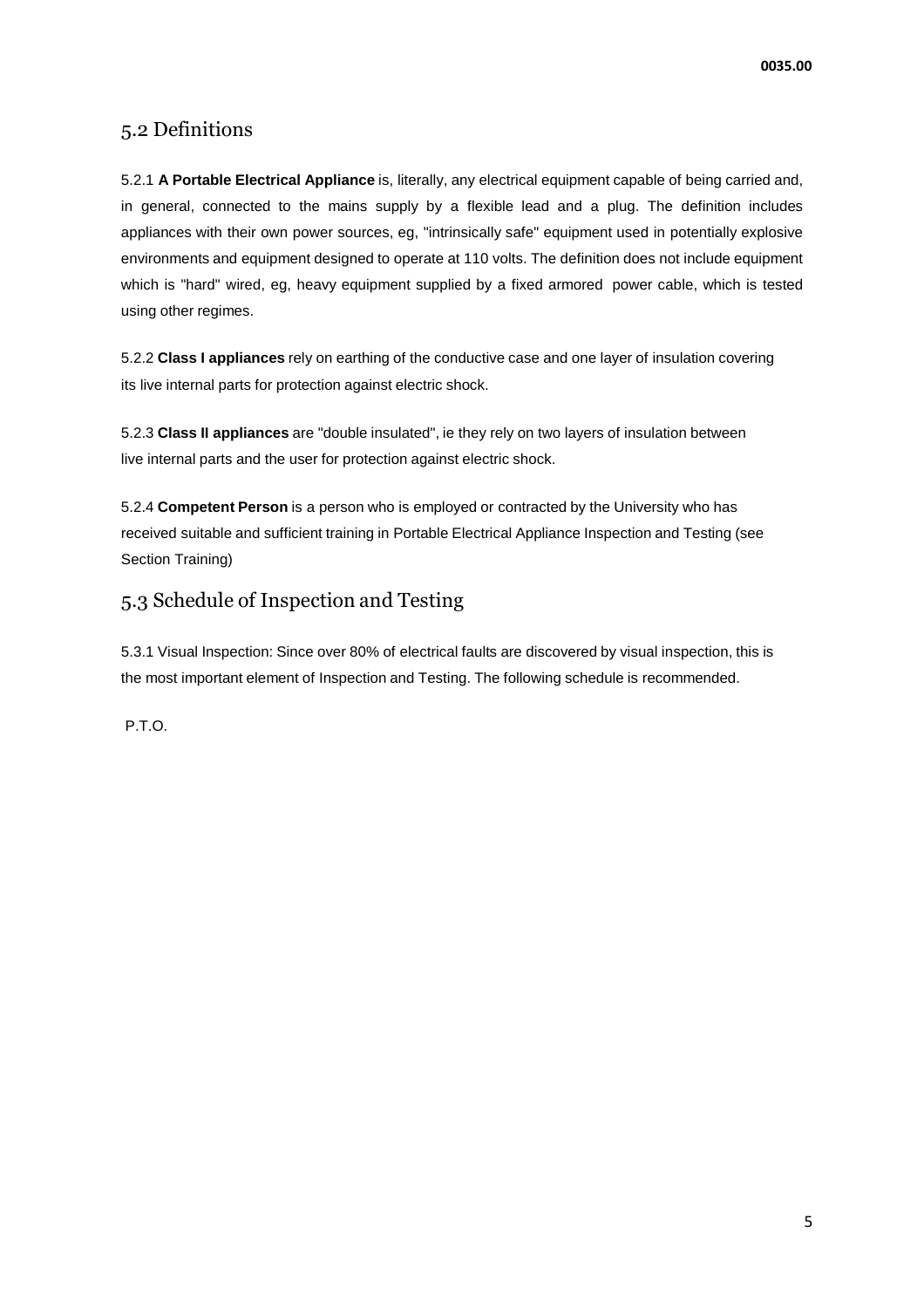## 5.2 Definitions

5.2.1 **A Portable Electrical Appliance** is, literally, any electrical equipment capable of being carried and, in general, connected to the mains supply by a flexible lead and a plug. The definition includes appliances with their own power sources, eg, "intrinsically safe" equipment used in potentially explosive environments and equipment designed to operate at 110 volts. The definition does not include equipment which is "hard" wired, eg, heavy equipment supplied by a fixed armored power cable, which is tested using other regimes.

5.2.2 **Class I appliances** rely on earthing of the conductive case and one layer of insulation covering its live internal parts for protection against electric shock.

5.2.3 **Class II appliances** are "double insulated", ie they rely on two layers of insulation between live internal parts and the user for protection against electric shock.

5.2.4 **Competent Person** is a person who is employed or contracted by the University who has received suitable and sufficient training in Portable Electrical Appliance Inspection and Testing (see Section Training)

## 5.3 Schedule of Inspection and Testing

5.3.1 Visual Inspection: Since over 80% of electrical faults are discovered by visual inspection, this is the most important element of Inspection and Testing. The following schedule is recommended.

P.T.O.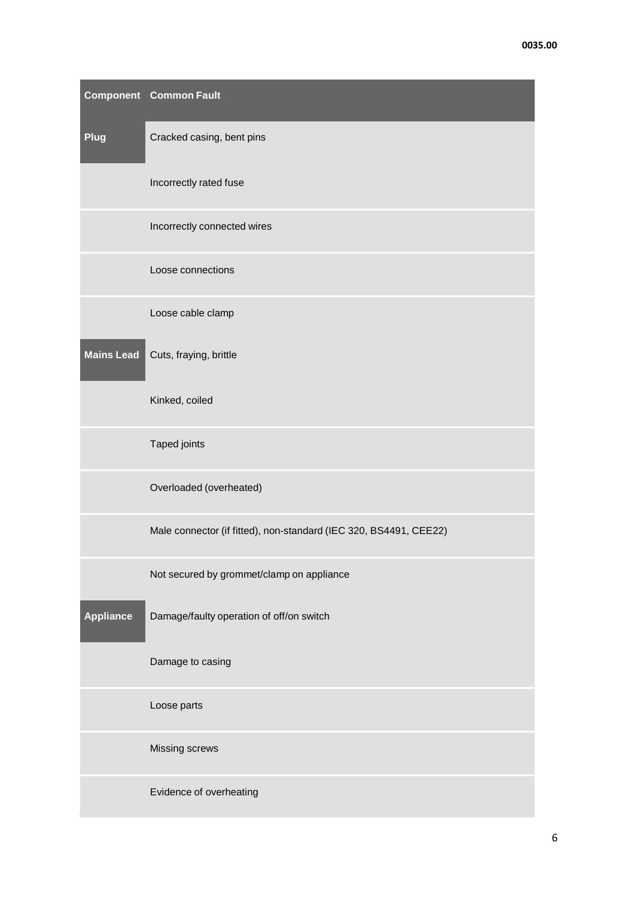| Component | Common Fault |
| --- | --- |
| **Plug** | Cracked casing, bent pins |
| | Incorrectly rated fuse |
| | Incorrectly connected wires |
| | Loose connections |
| | Loose cable clamp |
| **Mains Lead** | Cuts, fraying, brittle |
| | Kinked, coiled |
| | Taped joints |
| | Overloaded (overheated) |
| | Male connector (if fitted), non-standard (IEC 320, BS4491, CEE22) |
| | Not secured by grommet/clamp on appliance |
| **Appliance** | Damage/faulty operation of off/on switch |
| | Damage to casing |
| | Loose parts |
| | Missing screws |
| | Evidence of overheating |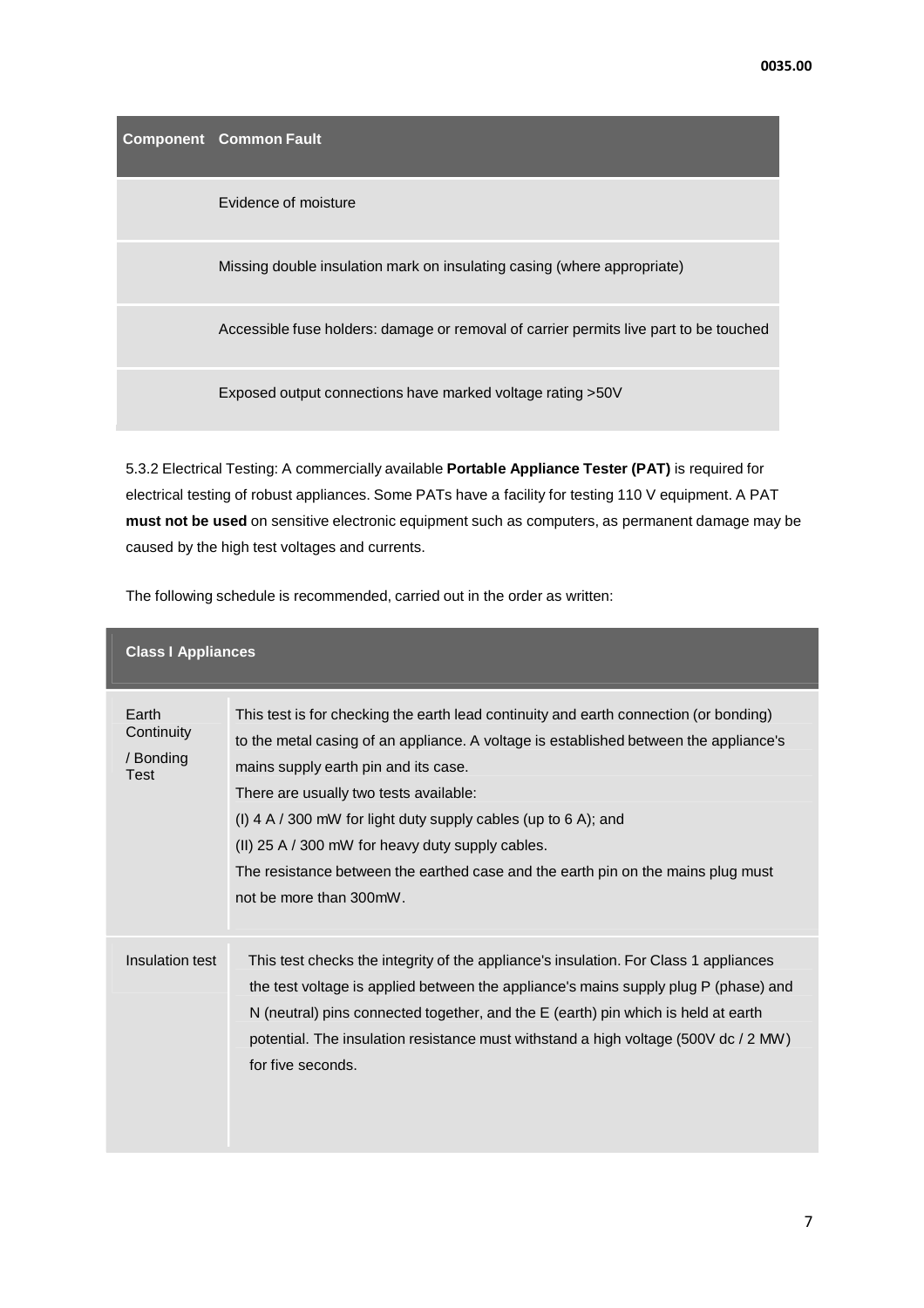| Component | Common Fault |
|---|---|
| | Evidence of moisture |
| | Missing double insulation mark on insulating casing (where appropriate) |
| | Accessible fuse holders: damage or removal of carrier permits live part to be touched |
| | Exposed output connections have marked voltage rating >50V |

5.3.2 Electrical Testing: A commercially available **Portable Appliance Tester (PAT)** is required for electrical testing of robust appliances. Some PATs have a facility for testing 110 V equipment. A PAT **must not be used** on sensitive electronic equipment such as computers, as permanent damage may be caused by the high test voltages and currents.

The following schedule is recommended, carried out in the order as written:

| Class I Appliances | |
|---|---|
| Earth Continuity / Bonding Test | This test is for checking the earth lead continuity and earth connection (or bonding) to the metal casing of an appliance. A voltage is established between the appliance's mains supply earth pin and its case.<br>There are usually two tests available:<br>(I) 4 A / 300 mW for light duty supply cables (up to 6 A); and<br>(II) 25 A / 300 mW for heavy duty supply cables.<br>The resistance between the earthed case and the earth pin on the mains plug must not be more than 300mW. |
| Insulation test | This test checks the integrity of the appliance's insulation. For Class 1 appliances the test voltage is applied between the appliance's mains supply plug P (phase) and N (neutral) pins connected together, and the E (earth) pin which is held at earth potential. The insulation resistance must withstand a high voltage (500V dc / 2 MW) for five seconds. |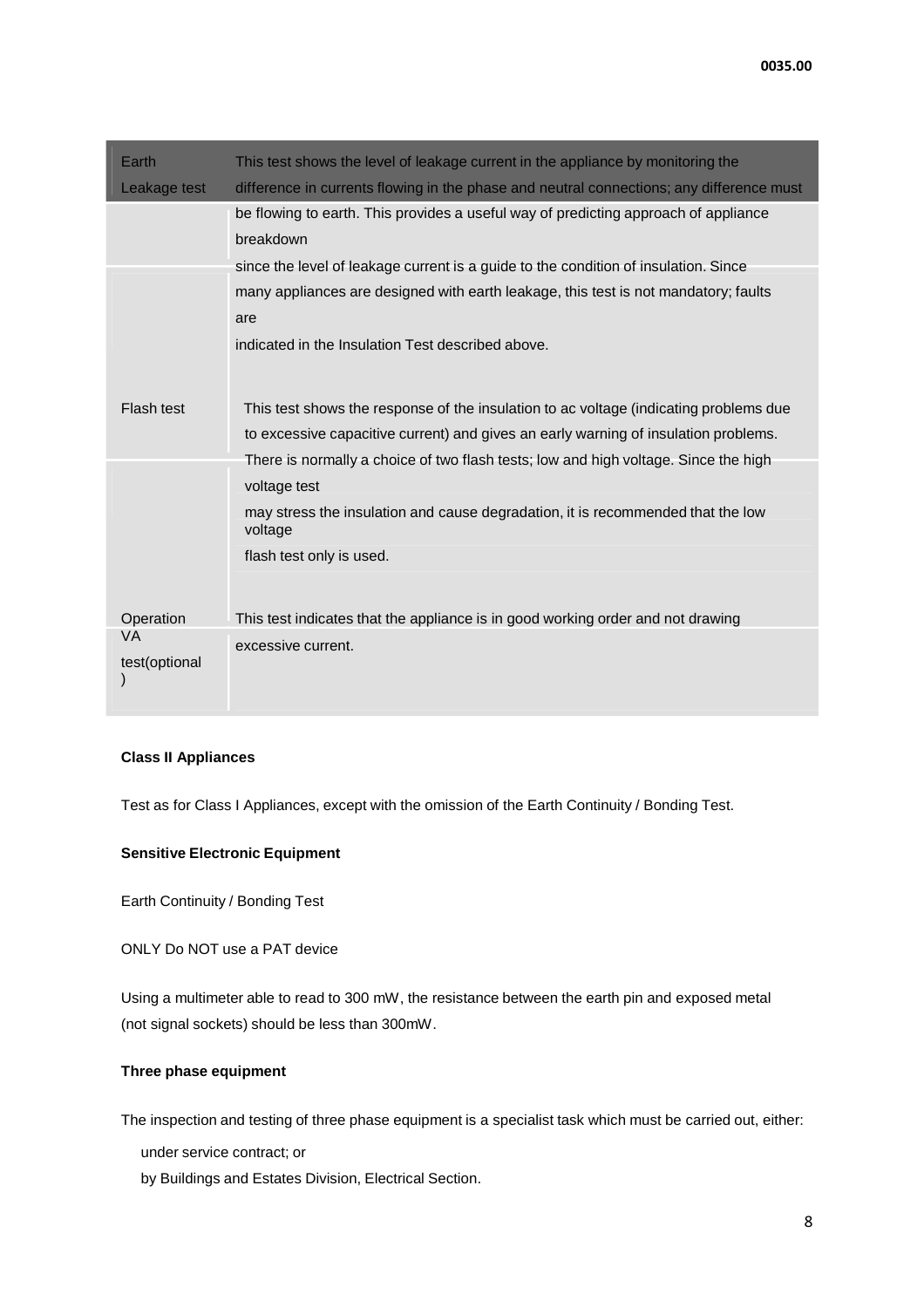| Earth Leakage test | This test shows the level of leakage current in the appliance by monitoring the difference in currents flowing in the phase and neutral connections; any difference must be flowing to earth. This provides a useful way of predicting approach of appliance breakdown since the level of leakage current is a guide to the condition of insulation. Since many appliances are designed with earth leakage, this test is not mandatory; faults are indicated in the Insulation Test described above. |
|---|---|
| Flash test | This test shows the response of the insulation to ac voltage (indicating problems due to excessive capacitive current) and gives an early warning of insulation problems. There is normally a choice of two flash tests; low and high voltage. Since the high voltage test may stress the insulation and cause degradation, it is recommended that the low voltage flash test only is used. |
| Operation VA test(optional) | This test indicates that the appliance is in good working order and not drawing excessive current. |

**Class II Appliances**

Test as for Class I Appliances, except with the omission of the Earth Continuity / Bonding Test.

**Sensitive Electronic Equipment**

Earth Continuity / Bonding Test

ONLY Do NOT use a PAT device

Using a multimeter able to read to 300 mW, the resistance between the earth pin and exposed metal (not signal sockets) should be less than 300mW.

**Three phase equipment**

The inspection and testing of three phase equipment is a specialist task which must be carried out, either:

- under service contract; or
- by Buildings and Estates Division, Electrical Section.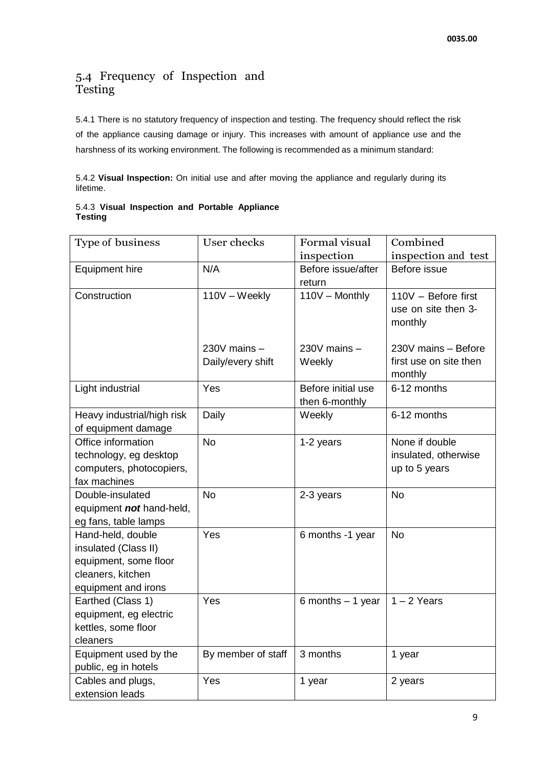## 5.4 Frequency of Inspection and Testing

5.4.1 There is no statutory frequency of inspection and testing. The frequency should reflect the risk of the appliance causing damage or injury. This increases with amount of appliance use and the harshness of its working environment. The following is recommended as a minimum standard:

5.4.2 **Visual Inspection:** On initial use and after moving the appliance and regularly during its lifetime.

5.4.3 **Visual Inspection and Portable Appliance Testing**

| Type of business | User checks | Formal visual inspection | Combined inspection and test |
|---|---|---|---|
| Equipment hire | N/A | Before issue/after return | Before issue |
| Construction | 110V – Weekly<br><br>230V mains – Daily/every shift | 110V – Monthly<br><br>230V mains – Weekly | 110V – Before first use on site then 3-monthly<br><br>230V mains – Before first use on site then monthly |
| Light industrial | Yes | Before initial use then 6-monthly | 6-12 months |
| Heavy industrial/high risk of equipment damage | Daily | Weekly | 6-12 months |
| Office information technology, eg desktop computers, photocopiers, fax machines | No | 1-2 years | None if double insulated, otherwise up to 5 years |
| Double-insulated equipment ***not*** hand-held, eg fans, table lamps | No | 2-3 years | No |
| Hand-held, double insulated (Class II) equipment, some floor cleaners, kitchen equipment and irons | Yes | 6 months -1 year | No |
| Earthed (Class 1) equipment, eg electric kettles, some floor cleaners | Yes | 6 months – 1 year | 1 – 2 Years |
| Equipment used by the public, eg in hotels | By member of staff | 3 months | 1 year |
| Cables and plugs, extension leads | Yes | 1 year | 2 years |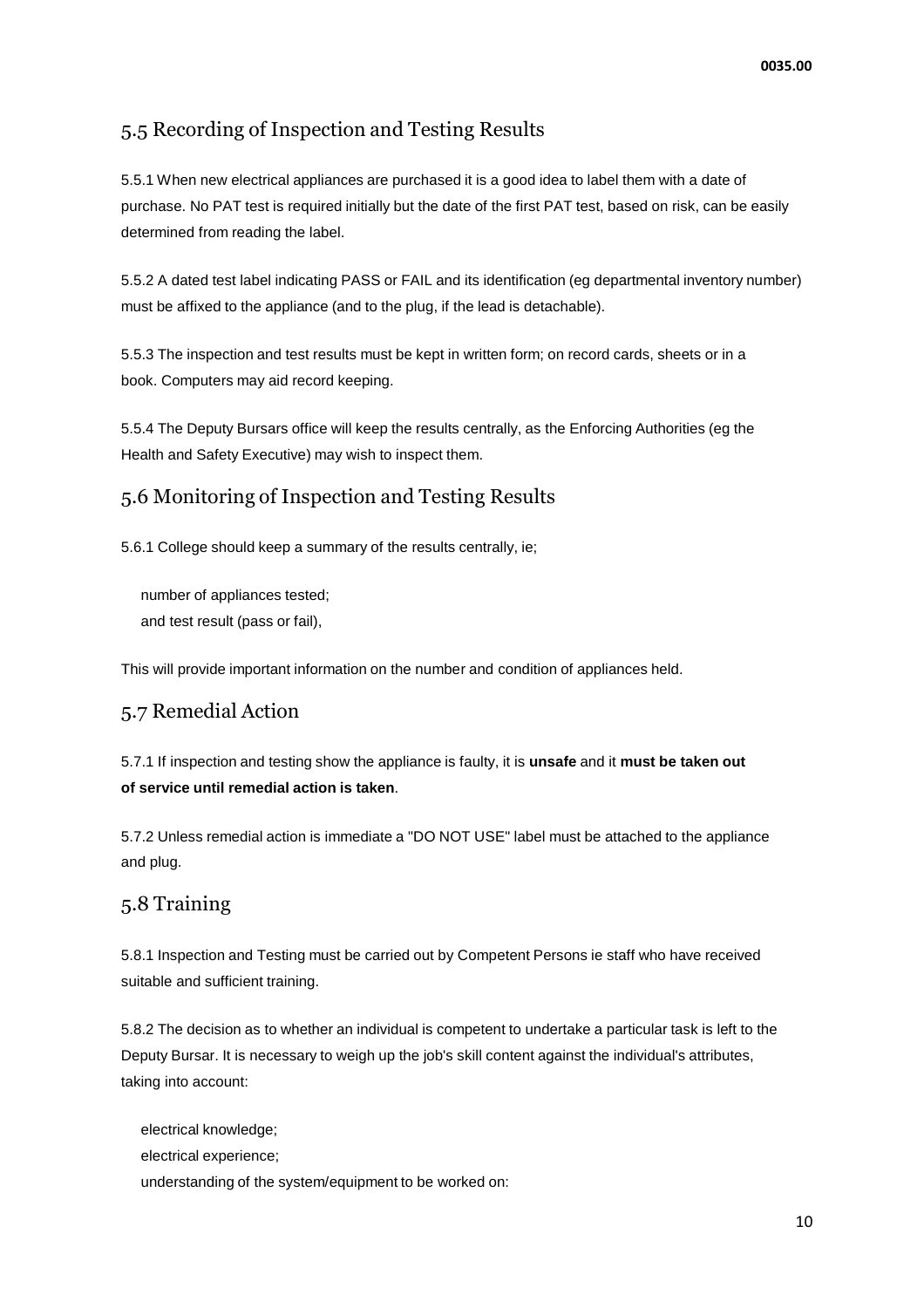## 5.5 Recording of Inspection and Testing Results

5.5.1 When new electrical appliances are purchased it is a good idea to label them with a date of purchase. No PAT test is required initially but the date of the first PAT test, based on risk, can be easily determined from reading the label.

5.5.2 A dated test label indicating PASS or FAIL and its identification (eg departmental inventory number) must be affixed to the appliance (and to the plug, if the lead is detachable).

5.5.3 The inspection and test results must be kept in written form; on record cards, sheets or in a book. Computers may aid record keeping.

5.5.4 The Deputy Bursars office will keep the results centrally, as the Enforcing Authorities (eg the Health and Safety Executive) may wish to inspect them.

## 5.6 Monitoring of Inspection and Testing Results

5.6.1 College should keep a summary of the results centrally, ie;

- number of appliances tested;
- and test result (pass or fail),

This will provide important information on the number and condition of appliances held.

## 5.7 Remedial Action

5.7.1 If inspection and testing show the appliance is faulty, it is **unsafe** and it **must be taken out of service until remedial action is taken**.

5.7.2 Unless remedial action is immediate a "DO NOT USE" label must be attached to the appliance and plug.

## 5.8 Training

5.8.1 Inspection and Testing must be carried out by Competent Persons ie staff who have received suitable and sufficient training.

5.8.2 The decision as to whether an individual is competent to undertake a particular task is left to the Deputy Bursar. It is necessary to weigh up the job's skill content against the individual's attributes, taking into account:

- electrical knowledge;
- electrical experience;
- understanding of the system/equipment to be worked on: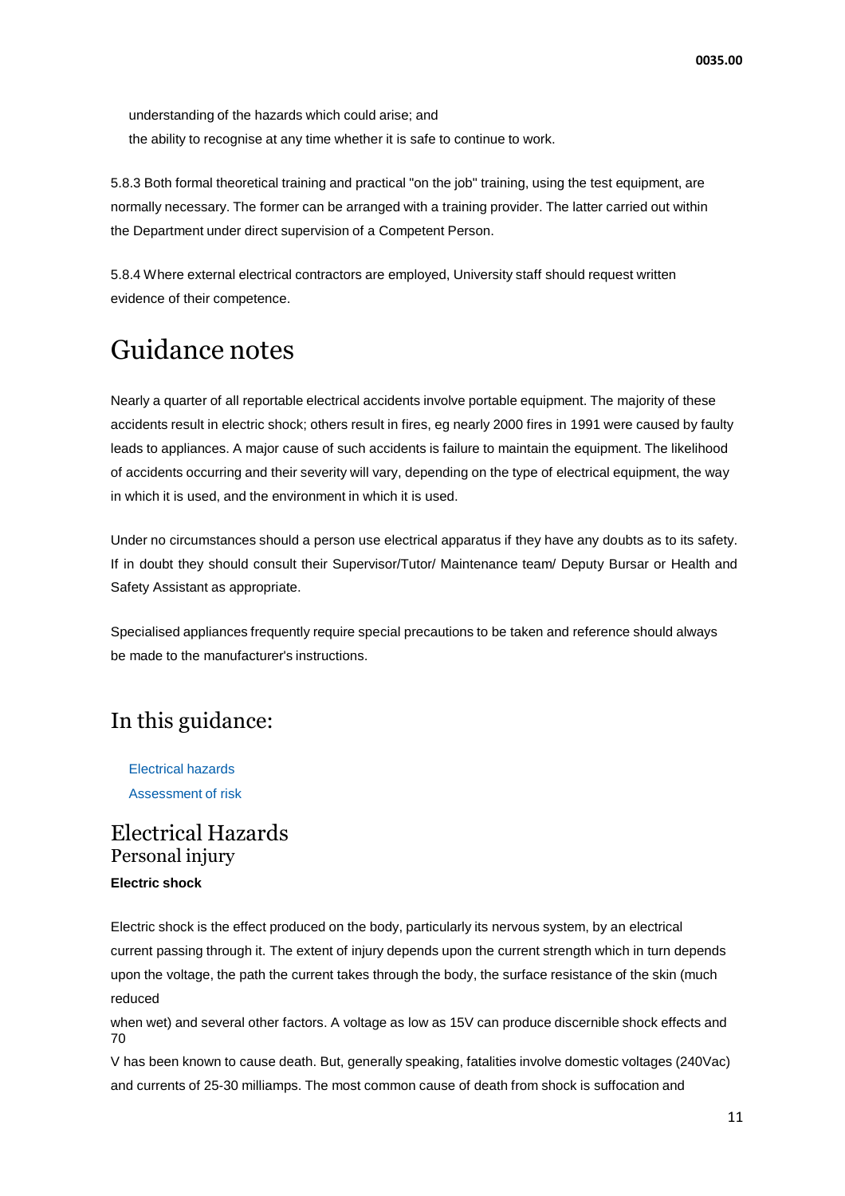understanding of the hazards which could arise; and

the ability to recognise at any time whether it is safe to continue to work.

5.8.3 Both formal theoretical training and practical "on the job" training, using the test equipment, are normally necessary. The former can be arranged with a training provider. The latter carried out within the Department under direct supervision of a Competent Person.

5.8.4 Where external electrical contractors are employed, University staff should request written evidence of their competence.

# Guidance notes

Nearly a quarter of all reportable electrical accidents involve portable equipment. The majority of these accidents result in electric shock; others result in fires, eg nearly 2000 fires in 1991 were caused by faulty leads to appliances. A major cause of such accidents is failure to maintain the equipment. The likelihood of accidents occurring and their severity will vary, depending on the type of electrical equipment, the way in which it is used, and the environment in which it is used.

Under no circumstances should a person use electrical apparatus if they have any doubts as to its safety. If in doubt they should consult their Supervisor/Tutor/ Maintenance team/ Deputy Bursar or Health and Safety Assistant as appropriate.

Specialised appliances frequently require special precautions to be taken and reference should always be made to the manufacturer's instructions.

## In this guidance:

- Electrical hazards
- Assessment of risk

## Electrical Hazards

### Personal injury

**Electric shock**

Electric shock is the effect produced on the body, particularly its nervous system, by an electrical current passing through it. The extent of injury depends upon the current strength which in turn depends upon the voltage, the path the current takes through the body, the surface resistance of the skin (much reduced when wet) and several other factors. A voltage as low as 15V can produce discernible shock effects and 70 V has been known to cause death. But, generally speaking, fatalities involve domestic voltages (240Vac) and currents of 25-30 milliamps. The most common cause of death from shock is suffocation and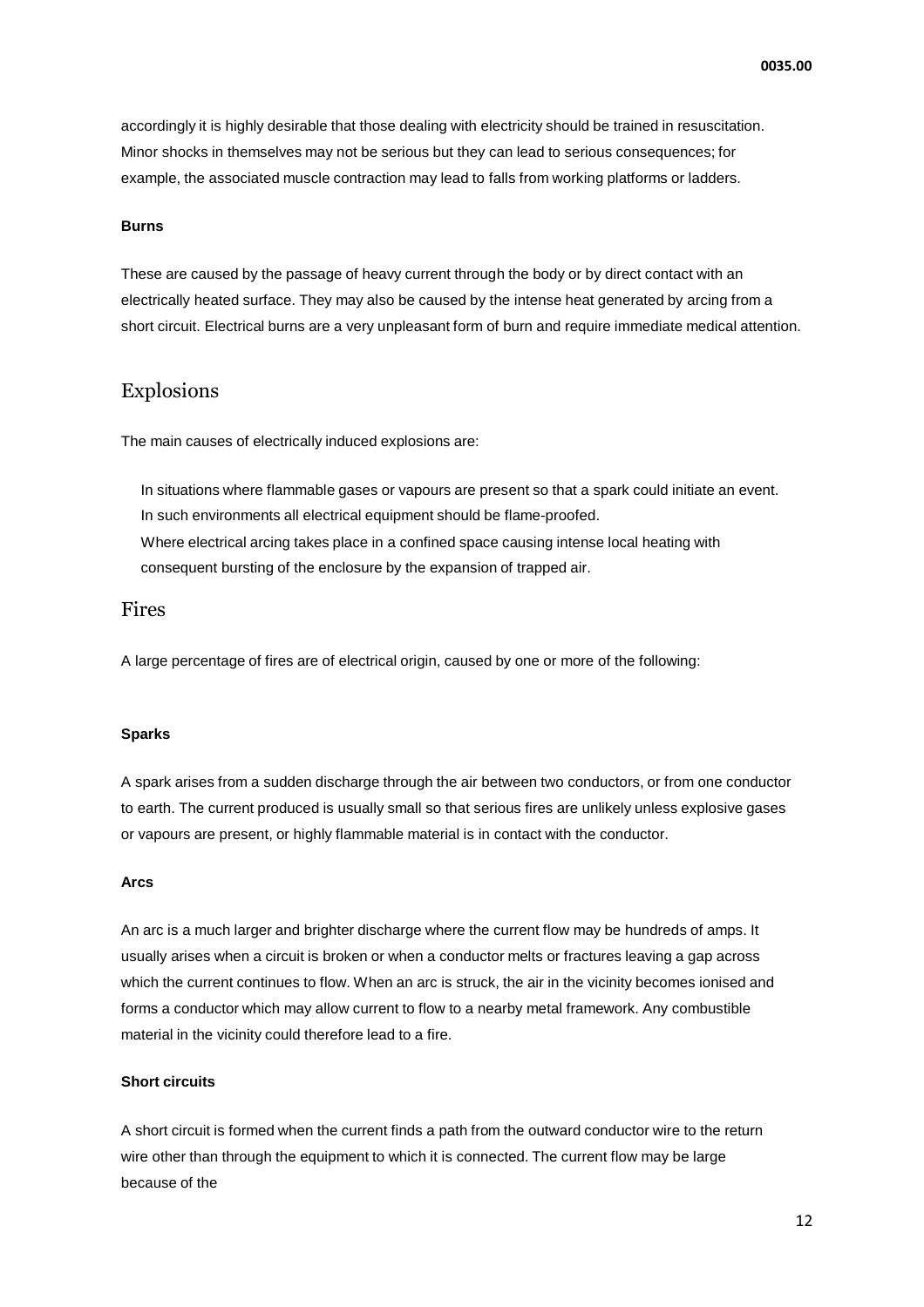accordingly it is highly desirable that those dealing with electricity should be trained in resuscitation. Minor shocks in themselves may not be serious but they can lead to serious consequences; for example, the associated muscle contraction may lead to falls from working platforms or ladders.

#### Burns

These are caused by the passage of heavy current through the body or by direct contact with an electrically heated surface. They may also be caused by the intense heat generated by arcing from a short circuit. Electrical burns are a very unpleasant form of burn and require immediate medical attention.

## Explosions

The main causes of electrically induced explosions are:

- In situations where flammable gases or vapours are present so that a spark could initiate an event. In such environments all electrical equipment should be flame-proofed.
- Where electrical arcing takes place in a confined space causing intense local heating with consequent bursting of the enclosure by the expansion of trapped air.

## Fires

A large percentage of fires are of electrical origin, caused by one or more of the following:

#### Sparks

A spark arises from a sudden discharge through the air between two conductors, or from one conductor to earth. The current produced is usually small so that serious fires are unlikely unless explosive gases or vapours are present, or highly flammable material is in contact with the conductor.

#### Arcs

An arc is a much larger and brighter discharge where the current flow may be hundreds of amps. It usually arises when a circuit is broken or when a conductor melts or fractures leaving a gap across which the current continues to flow. When an arc is struck, the air in the vicinity becomes ionised and forms a conductor which may allow current to flow to a nearby metal framework. Any combustible material in the vicinity could therefore lead to a fire.

#### Short circuits

A short circuit is formed when the current finds a path from the outward conductor wire to the return wire other than through the equipment to which it is connected. The current flow may be large because of the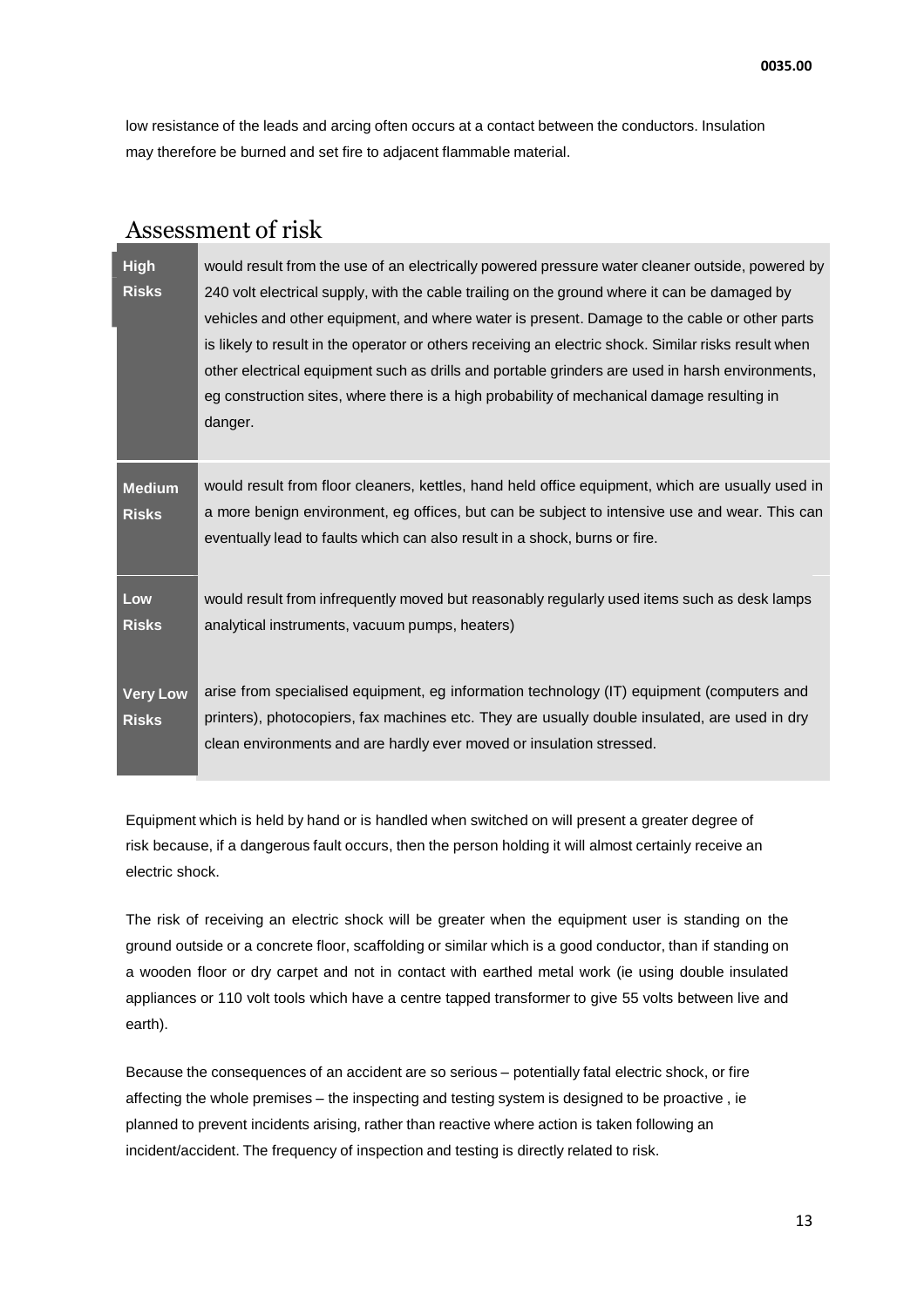low resistance of the leads and arcing often occurs at a contact between the conductors. Insulation may therefore be burned and set fire to adjacent flammable material.

## Assessment of risk

| | |
|---|---|
| **High Risks** | would result from the use of an electrically powered pressure water cleaner outside, powered by 240 volt electrical supply, with the cable trailing on the ground where it can be damaged by vehicles and other equipment, and where water is present. Damage to the cable or other parts is likely to result in the operator or others receiving an electric shock. Similar risks result when other electrical equipment such as drills and portable grinders are used in harsh environments, eg construction sites, where there is a high probability of mechanical damage resulting in danger. |
| **Medium Risks** | would result from floor cleaners, kettles, hand held office equipment, which are usually used in a more benign environment, eg offices, but can be subject to intensive use and wear. This can eventually lead to faults which can also result in a shock, burns or fire. |
| **Low Risks** | would result from infrequently moved but reasonably regularly used items such as desk lamps analytical instruments, vacuum pumps, heaters) |
| **Very Low Risks** | arise from specialised equipment, eg information technology (IT) equipment (computers and printers), photocopiers, fax machines etc. They are usually double insulated, are used in dry clean environments and are hardly ever moved or insulation stressed. |

Equipment which is held by hand or is handled when switched on will present a greater degree of risk because, if a dangerous fault occurs, then the person holding it will almost certainly receive an electric shock.

The risk of receiving an electric shock will be greater when the equipment user is standing on the ground outside or a concrete floor, scaffolding or similar which is a good conductor, than if standing on a wooden floor or dry carpet and not in contact with earthed metal work (ie using double insulated appliances or 110 volt tools which have a centre tapped transformer to give 55 volts between live and earth).

Because the consequences of an accident are so serious – potentially fatal electric shock, or fire affecting the whole premises – the inspecting and testing system is designed to be proactive , ie planned to prevent incidents arising, rather than reactive where action is taken following an incident/accident. The frequency of inspection and testing is directly related to risk.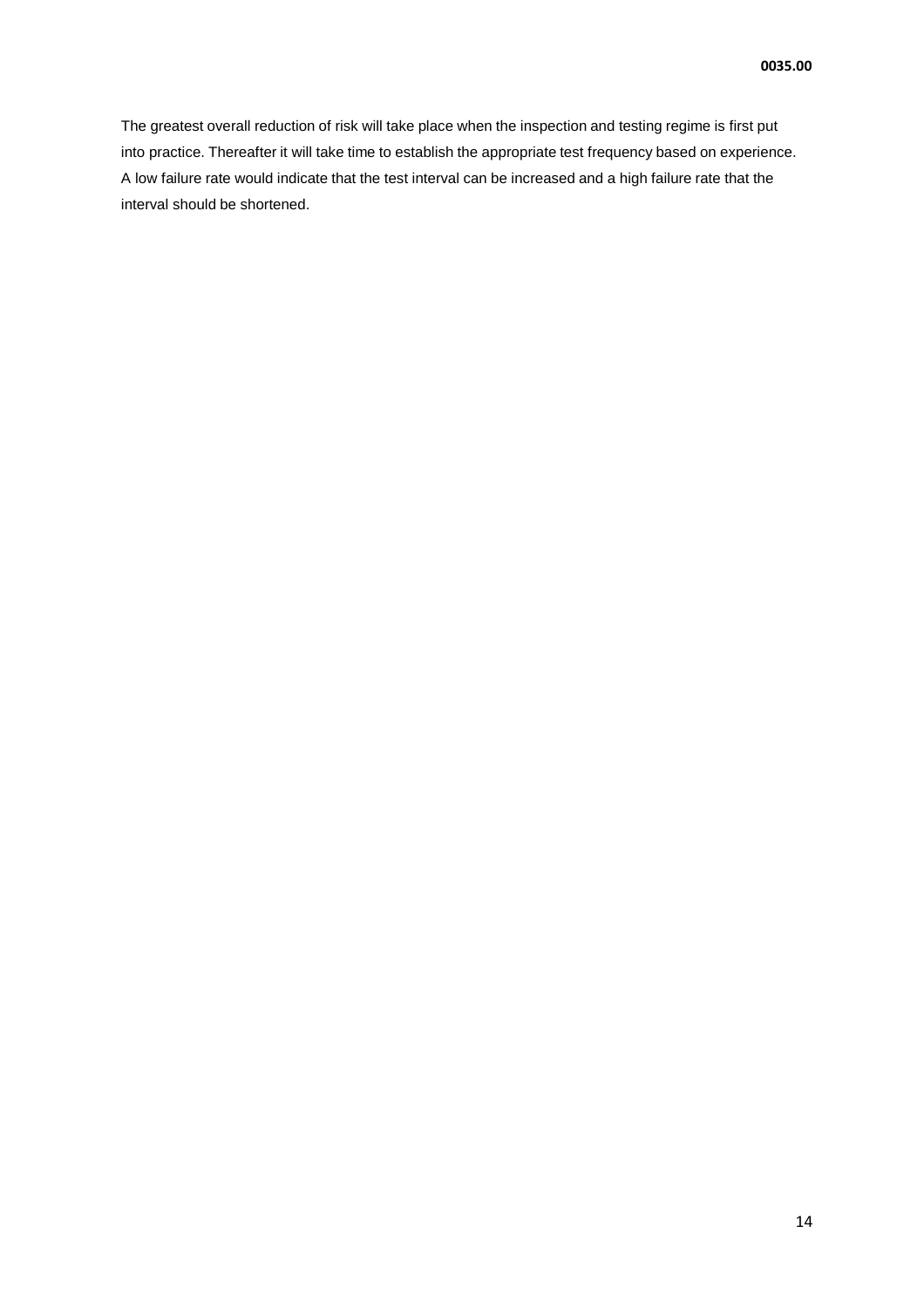The greatest overall reduction of risk will take place when the inspection and testing regime is first put into practice. Thereafter it will take time to establish the appropriate test frequency based on experience. A low failure rate would indicate that the test interval can be increased and a high failure rate that the interval should be shortened.